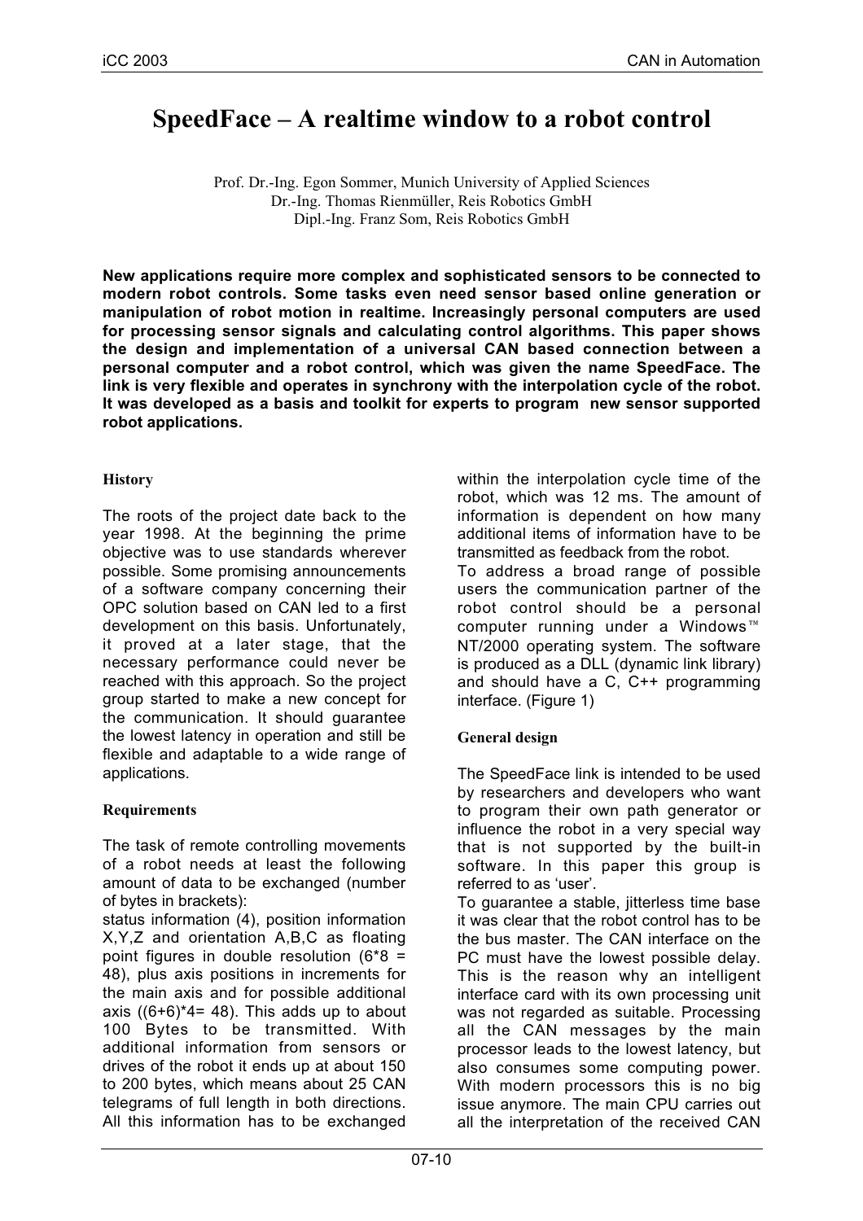# SpeedFace – A realtime window to a robot control

Prof. Dr.-Ing. Egon Sommer, Munich University of Applied Sciences
Dr.-Ing. Thomas Rienmüller, Reis Robotics GmbH
Dipl.-Ing. Franz Som, Reis Robotics GmbH

**New applications require more complex and sophisticated sensors to be connected to modern robot controls. Some tasks even need sensor based online generation or manipulation of robot motion in realtime. Increasingly personal computers are used for processing sensor signals and calculating control algorithms. This paper shows the design and implementation of a universal CAN based connection between a personal computer and a robot control, which was given the name SpeedFace. The link is very flexible and operates in synchrony with the interpolation cycle of the robot. It was developed as a basis and toolkit for experts to program new sensor supported robot applications.**

### History

The roots of the project date back to the year 1998. At the beginning the prime objective was to use standards wherever possible. Some promising announcements of a software company concerning their OPC solution based on CAN led to a first development on this basis. Unfortunately, it proved at a later stage, that the necessary performance could never be reached with this approach. So the project group started to make a new concept for the communication. It should guarantee the lowest latency in operation and still be flexible and adaptable to a wide range of applications.

### Requirements

The task of remote controlling movements of a robot needs at least the following amount of data to be exchanged (number of bytes in brackets):
status information (4), position information X,Y,Z and orientation A,B,C as floating point figures in double resolution (6*8 = 48), plus axis positions in increments for the main axis and for possible additional axis ((6+6)*4= 48). This adds up to about 100 Bytes to be transmitted. With additional information from sensors or drives of the robot it ends up at about 150 to 200 bytes, which means about 25 CAN telegrams of full length in both directions. All this information has to be exchanged within the interpolation cycle time of the robot, which was 12 ms. The amount of information is dependent on how many additional items of information have to be transmitted as feedback from the robot.
To address a broad range of possible users the communication partner of the robot control should be a personal computer running under a Windows™ NT/2000 operating system. The software is produced as a DLL (dynamic link library) and should have a C, C++ programming interface. (Figure 1)

### General design

The SpeedFace link is intended to be used by researchers and developers who want to program their own path generator or influence the robot in a very special way that is not supported by the built-in software. In this paper this group is referred to as 'user'.
To guarantee a stable, jitterless time base it was clear that the robot control has to be the bus master. The CAN interface on the PC must have the lowest possible delay. This is the reason why an intelligent interface card with its own processing unit was not regarded as suitable. Processing all the CAN messages by the main processor leads to the lowest latency, but also consumes some computing power. With modern processors this is no big issue anymore. The main CPU carries out all the interpretation of the received CAN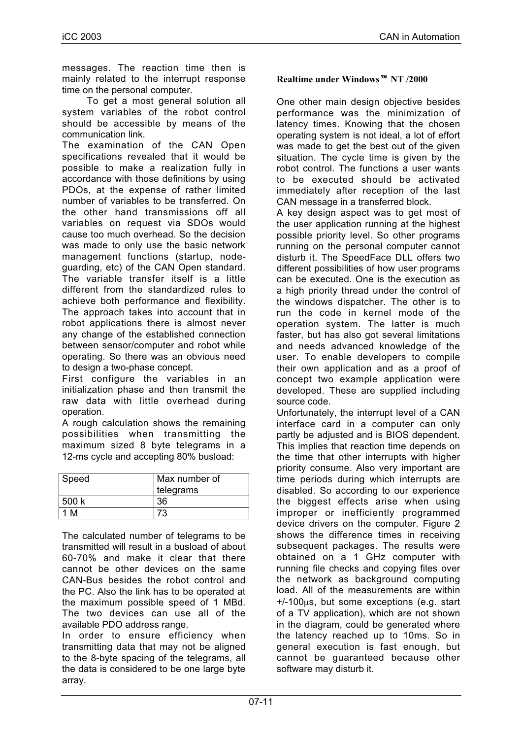messages. The reaction time then is mainly related to the interrupt response time on the personal computer.

To get a most general solution all system variables of the robot control should be accessible by means of the communication link.

The examination of the CAN Open specifications revealed that it would be possible to make a realization fully in accordance with those definitions by using PDOs, at the expense of rather limited number of variables to be transferred. On the other hand transmissions off all variables on request via SDOs would cause too much overhead. So the decision was made to only use the basic network management functions (startup, node-guarding, etc) of the CAN Open standard. The variable transfer itself is a little different from the standardized rules to achieve both performance and flexibility. The approach takes into account that in robot applications there is almost never any change of the established connection between sensor/computer and robot while operating. So there was an obvious need to design a two-phase concept.

First configure the variables in an initialization phase and then transmit the raw data with little overhead during operation.

A rough calculation shows the remaining possibilities when transmitting the maximum sized 8 byte telegrams in a 12-ms cycle and accepting 80% busload:

| Speed | Max number of telegrams |
|---|---|
| 500 k | 36 |
| 1 M | 73 |

The calculated number of telegrams to be transmitted will result in a busload of about 60-70% and make it clear that there cannot be other devices on the same CAN-Bus besides the robot control and the PC. Also the link has to be operated at the maximum possible speed of 1 MBd. The two devices can use all of the available PDO address range.

In order to ensure efficiency when transmitting data that may not be aligned to the 8-byte spacing of the telegrams, all the data is considered to be one large byte array.

**Realtime under Windows™ NT /2000**

One other main design objective besides performance was the minimization of latency times. Knowing that the chosen operating system is not ideal, a lot of effort was made to get the best out of the given situation. The cycle time is given by the robot control. The functions a user wants to be executed should be activated immediately after reception of the last CAN message in a transferred block.

A key design aspect was to get most of the user application running at the highest possible priority level. So other programs running on the personal computer cannot disturb it. The SpeedFace DLL offers two different possibilities of how user programs can be executed. One is the execution as a high priority thread under the control of the windows dispatcher. The other is to run the code in kernel mode of the operation system. The latter is much faster, but has also got several limitations and needs advanced knowledge of the user. To enable developers to compile their own application and as a proof of concept two example application were developed. These are supplied including source code.

Unfortunately, the interrupt level of a CAN interface card in a computer can only partly be adjusted and is BIOS dependent. This implies that reaction time depends on the time that other interrupts with higher priority consume. Also very important are time periods during which interrupts are disabled. So according to our experience the biggest effects arise when using improper or inefficiently programmed device drivers on the computer. Figure 2 shows the difference times in receiving subsequent packages. The results were obtained on a 1 GHz computer with running file checks and copying files over the network as background computing load. All of the measurements are within +/-100µs, but some exceptions (e.g. start of a TV application), which are not shown in the diagram, could be generated where the latency reached up to 10ms. So in general execution is fast enough, but cannot be guaranteed because other software may disturb it.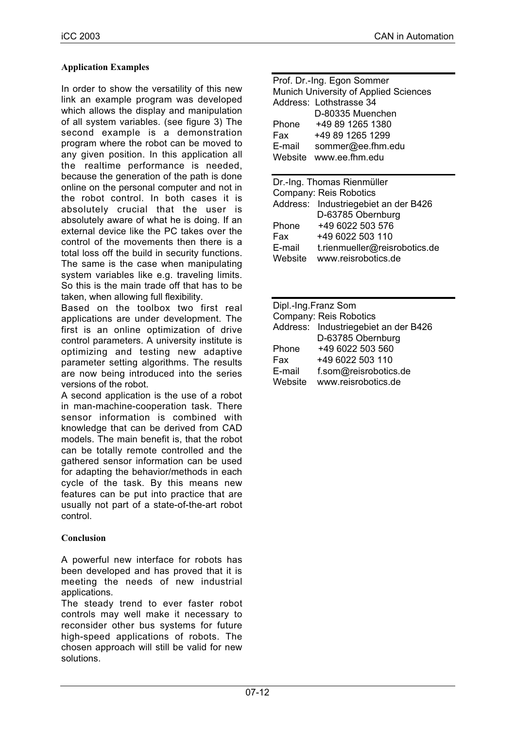### Application Examples

In order to show the versatility of this new link an example program was developed which allows the display and manipulation of all system variables. (see figure 3) The second example is a demonstration program where the robot can be moved to any given position. In this application all the realtime performance is needed, because the generation of the path is done online on the personal computer and not in the robot control. In both cases it is absolutely crucial that the user is absolutely aware of what he is doing. If an external device like the PC takes over the control of the movements then there is a total loss off the build in security functions. The same is the case when manipulating system variables like e.g. traveling limits. So this is the main trade off that has to be taken, when allowing full flexibility.

Based on the toolbox two first real applications are under development. The first is an online optimization of drive control parameters. A university institute is optimizing and testing new adaptive parameter setting algorithms. The results are now being introduced into the series versions of the robot.

A second application is the use of a robot in man-machine-cooperation task. There sensor information is combined with knowledge that can be derived from CAD models. The main benefit is, that the robot can be totally remote controlled and the gathered sensor information can be used for adapting the behavior/methods in each cycle of the task. By this means new features can be put into practice that are usually not part of a state-of-the-art robot control.

### Conclusion

A powerful new interface for robots has been developed and has proved that it is meeting the needs of new industrial applications.

The steady trend to ever faster robot controls may well make it necessary to reconsider other bus systems for future high-speed applications of robots. The chosen approach will still be valid for new solutions.

---

Prof. Dr.-Ing. Egon Sommer
Munich University of Applied Sciences
Address: Lothstrasse 34
D-80335 Muenchen
Phone +49 89 1265 1380
Fax +49 89 1265 1299
E-mail sommer@ee.fhm.edu
Website www.ee.fhm.edu

---

Dr.-Ing. Thomas Rienmüller
Company: Reis Robotics
Address: Industriegebiet an der B426
D-63785 Obernburg
Phone +49 6022 503 576
Fax +49 6022 503 110
E-mail t.rienmueller@reisrobotics.de
Website www.reisrobotics.de

---

Dipl.-Ing.Franz Som
Company: Reis Robotics
Address: Industriegebiet an der B426
D-63785 Obernburg
Phone +49 6022 503 560
Fax +49 6022 503 110
E-mail f.som@reisrobotics.de
Website www.reisrobotics.de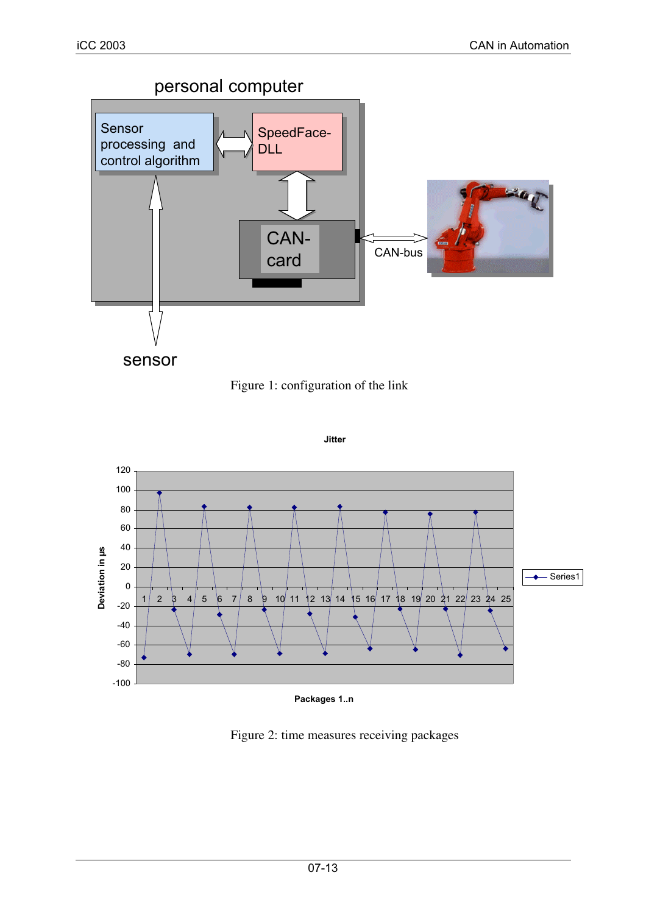personal computer

Sensor processing and control algorithm

SpeedFace-DLL

CAN-card

CAN-bus

sensor

Figure 1: configuration of the link

Jitter

Figure 2: time measures receiving packages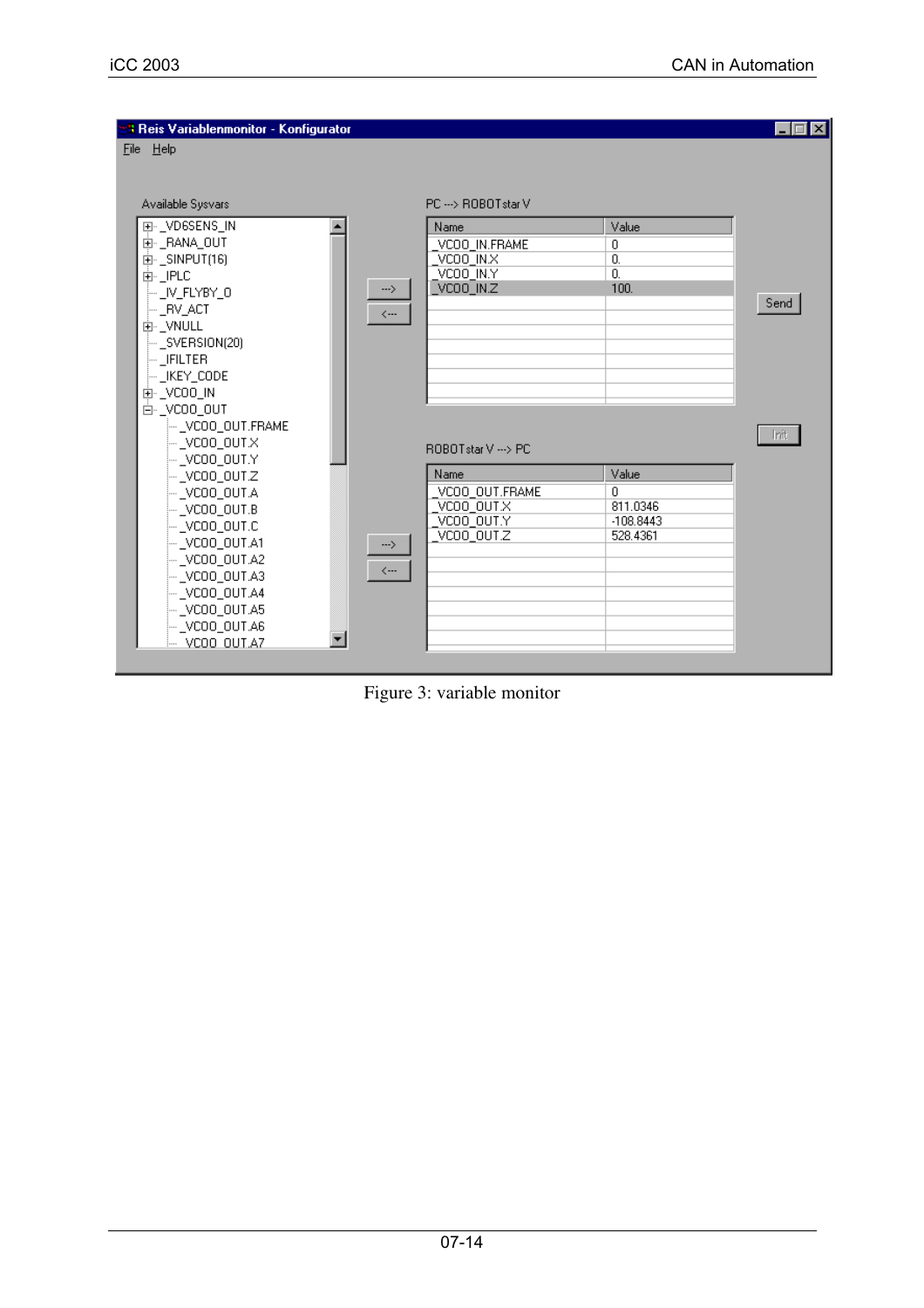Reis Variablenmonitor - Konfigurator

File Help

Available Sysvars

_VD6SENS_IN
_RANA_OUT
_SINPUT(16)
_IPLC
_IV_FLYBY_0
_RV_ACT
_VNULL
_SVERSION(20)
_IFILTER
_IKEY_CODE
_VCOO_IN
_VCOO_OUT
_VCOO_OUT.FRAME
_VCOO_OUT.X
_VCOO_OUT.Y
_VCOO_OUT.Z
_VCOO_OUT.A
_VCOO_OUT.B
_VCOO_OUT.C
_VCOO_OUT.A1
_VCOO_OUT.A2
_VCOO_OUT.A3
_VCOO_OUT.A4
_VCOO_OUT.A5
_VCOO_OUT.A6
_VCOO_OUT.A7

PC ---> ROBOTstar V

| Name | Value |
| --- | --- |
| _VCOO_IN.FRAME | 0 |
| _VCOO_IN.X | 0. |
| _VCOO_IN.Y | 0. |
| _VCOO_IN.Z | 100. |

Send

Init

ROBOTstar V ---> PC

| Name | Value |
| --- | --- |
| _VCOO_OUT.FRAME | 0 |
| _VCOO_OUT.X | 811.0346 |
| _VCOO_OUT.Y | -108.8443 |
| _VCOO_OUT.Z | 528.4361 |

Figure 3: variable monitor